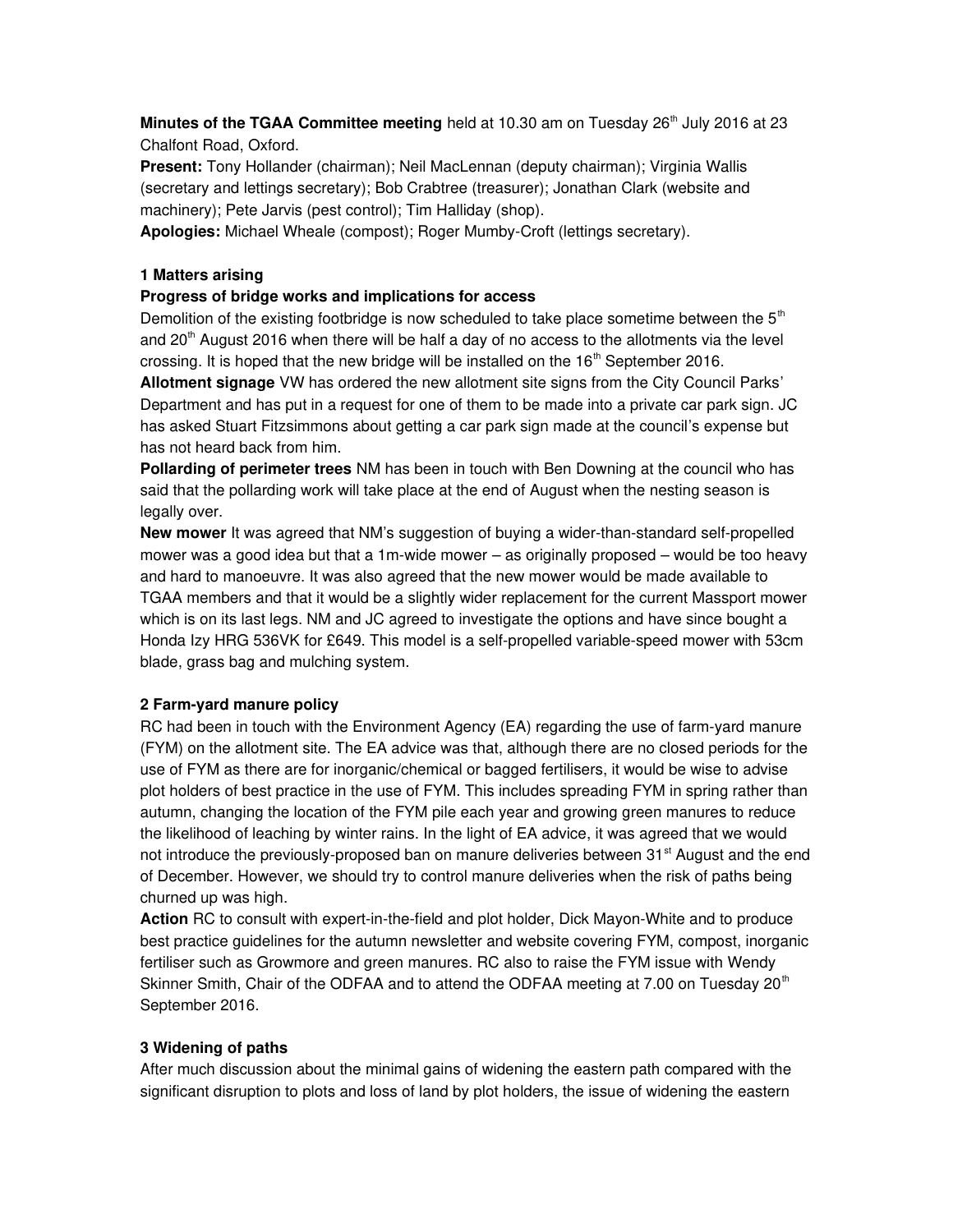**Minutes of the TGAA Committee meeting** held at 10.30 am on Tuesday 26th July 2016 at 23 Chalfont Road, Oxford.

**Present:** Tony Hollander (chairman); Neil MacLennan (deputy chairman); Virginia Wallis (secretary and lettings secretary); Bob Crabtree (treasurer); Jonathan Clark (website and machinery); Pete Jarvis (pest control); Tim Halliday (shop).

**Apologies:** Michael Wheale (compost); Roger Mumby-Croft (lettings secretary).

**1 Matters arising**

**Progress of bridge works and implications for access**

Demolition of the existing footbridge is now scheduled to take place sometime between the 5th and 20th August 2016 when there will be half a day of no access to the allotments via the level crossing. It is hoped that the new bridge will be installed on the 16th September 2016.

**Allotment signage** VW has ordered the new allotment site signs from the City Council Parks' Department and has put in a request for one of them to be made into a private car park sign. JC has asked Stuart Fitzsimmons about getting a car park sign made at the council's expense but has not heard back from him.

**Pollarding of perimeter trees** NM has been in touch with Ben Downing at the council who has said that the pollarding work will take place at the end of August when the nesting season is legally over.

**New mower** It was agreed that NM's suggestion of buying a wider-than-standard self-propelled mower was a good idea but that a 1m-wide mower – as originally proposed – would be too heavy and hard to manoeuvre. It was also agreed that the new mower would be made available to TGAA members and that it would be a slightly wider replacement for the current Massport mower which is on its last legs. NM and JC agreed to investigate the options and have since bought a Honda Izy HRG 536VK for £649. This model is a self-propelled variable-speed mower with 53cm blade, grass bag and mulching system.

**2 Farm-yard manure policy**

RC had been in touch with the Environment Agency (EA) regarding the use of farm-yard manure (FYM) on the allotment site. The EA advice was that, although there are no closed periods for the use of FYM as there are for inorganic/chemical or bagged fertilisers, it would be wise to advise plot holders of best practice in the use of FYM. This includes spreading FYM in spring rather than autumn, changing the location of the FYM pile each year and growing green manures to reduce the likelihood of leaching by winter rains. In the light of EA advice, it was agreed that we would not introduce the previously-proposed ban on manure deliveries between 31st August and the end of December. However, we should try to control manure deliveries when the risk of paths being churned up was high.

**Action** RC to consult with expert-in-the-field and plot holder, Dick Mayon-White and to produce best practice guidelines for the autumn newsletter and website covering FYM, compost, inorganic fertiliser such as Growmore and green manures. RC also to raise the FYM issue with Wendy Skinner Smith, Chair of the ODFAA and to attend the ODFAA meeting at 7.00 on Tuesday 20th September 2016.

**3 Widening of paths**

After much discussion about the minimal gains of widening the eastern path compared with the significant disruption to plots and loss of land by plot holders, the issue of widening the eastern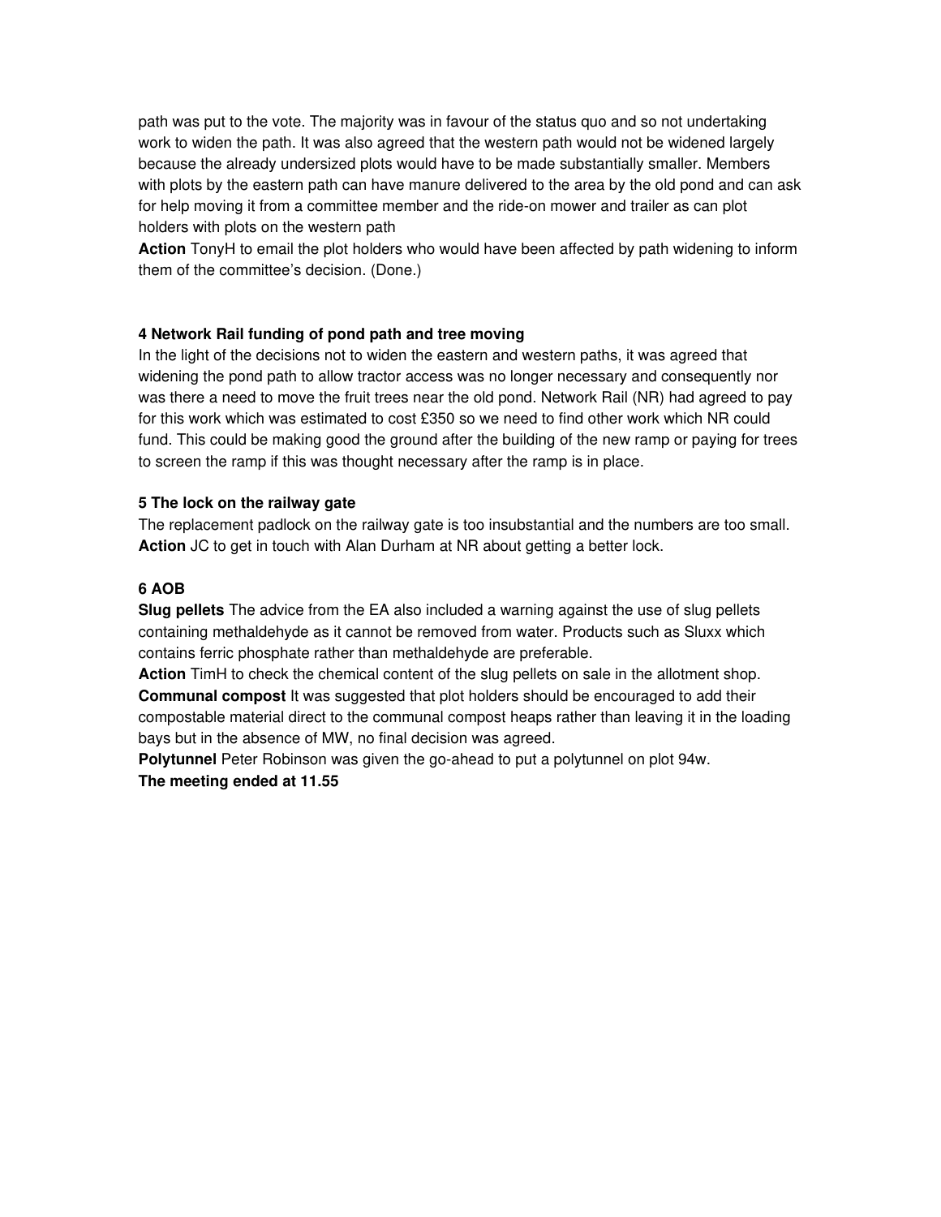path was put to the vote. The majority was in favour of the status quo and so not undertaking work to widen the path. It was also agreed that the western path would not be widened largely because the already undersized plots would have to be made substantially smaller. Members with plots by the eastern path can have manure delivered to the area by the old pond and can ask for help moving it from a committee member and the ride-on mower and trailer as can plot holders with plots on the western path

**Action** TonyH to email the plot holders who would have been affected by path widening to inform them of the committee's decision. (Done.)

**4 Network Rail funding of pond path and tree moving**

In the light of the decisions not to widen the eastern and western paths, it was agreed that widening the pond path to allow tractor access was no longer necessary and consequently nor was there a need to move the fruit trees near the old pond. Network Rail (NR) had agreed to pay for this work which was estimated to cost £350 so we need to find other work which NR could fund. This could be making good the ground after the building of the new ramp or paying for trees to screen the ramp if this was thought necessary after the ramp is in place.

**5 The lock on the railway gate**

The replacement padlock on the railway gate is too insubstantial and the numbers are too small.

**Action** JC to get in touch with Alan Durham at NR about getting a better lock.

**6 AOB**

**Slug pellets** The advice from the EA also included a warning against the use of slug pellets containing methaldehyde as it cannot be removed from water. Products such as Sluxx which contains ferric phosphate rather than methaldehyde are preferable.

**Action** TimH to check the chemical content of the slug pellets on sale in the allotment shop.

**Communal compost** It was suggested that plot holders should be encouraged to add their compostable material direct to the communal compost heaps rather than leaving it in the loading bays but in the absence of MW, no final decision was agreed.

**Polytunnel** Peter Robinson was given the go-ahead to put a polytunnel on plot 94w.

**The meeting ended at 11.55**